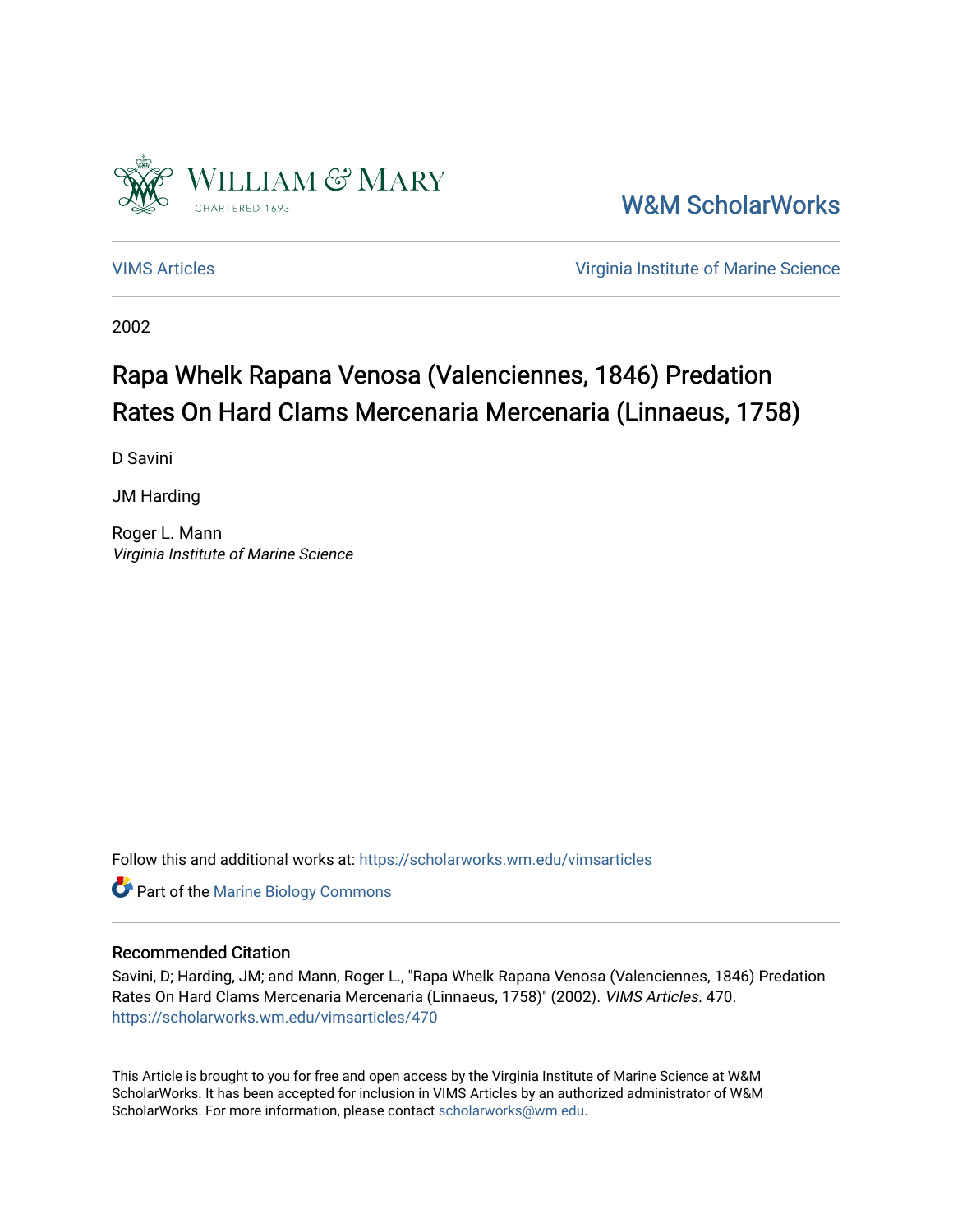W&M ScholarWorks

VIMS Articles

Virginia Institute of Marine Science

2002

# Rapa Whelk Rapana Venosa (Valenciennes, 1846) Predation Rates On Hard Clams Mercenaria Mercenaria (Linnaeus, 1758)

D Savini

JM Harding

Roger L. Mann
*Virginia Institute of Marine Science*

Follow this and additional works at: https://scholarworks.wm.edu/vimsarticles

Part of the Marine Biology Commons

## Recommended Citation

Savini, D; Harding, JM; and Mann, Roger L., "Rapa Whelk Rapana Venosa (Valenciennes, 1846) Predation Rates On Hard Clams Mercenaria Mercenaria (Linnaeus, 1758)" (2002). *VIMS Articles*. 470.
https://scholarworks.wm.edu/vimsarticles/470

This Article is brought to you for free and open access by the Virginia Institute of Marine Science at W&M ScholarWorks. It has been accepted for inclusion in VIMS Articles by an authorized administrator of W&M ScholarWorks. For more information, please contact scholarworks@wm.edu.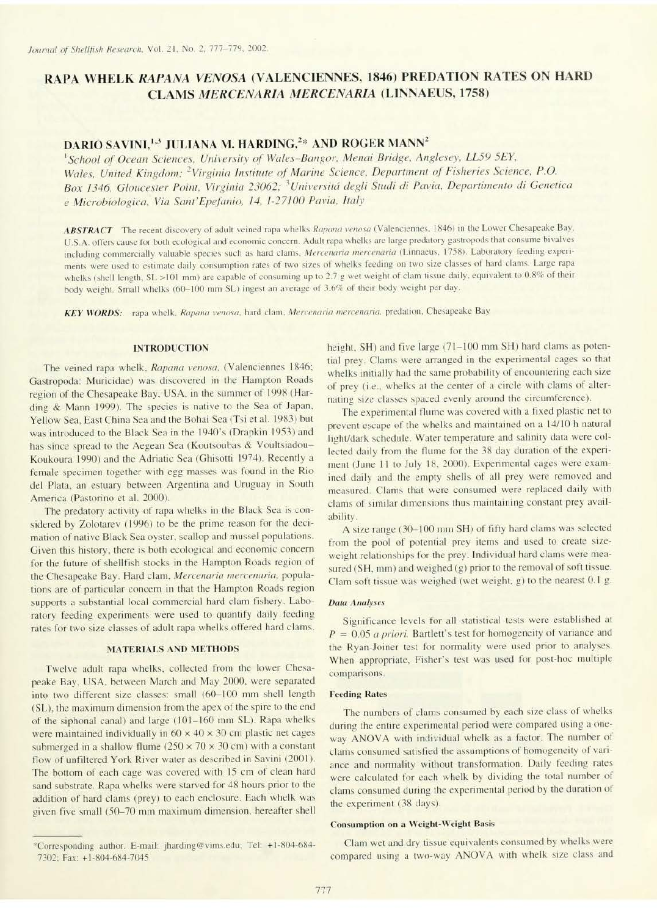# RAPA WHELK *RAPANA VENOSA* (VALENCIENNES, 1846) PREDATION RATES ON HARD CLAMS *MERCENARIA MERCENARIA* (LINNAEUS, 1758)

## DARIO SAVINI,[1,3] JULIANA M. HARDING,[2]* AND ROGER MANN[2]

[1]*School of Ocean Sciences, University of Wales–Bangor, Menai Bridge, Anglesey, LL59 5EY, Wales, United Kingdom;* [2]*Virginia Institute of Marine Science, Department of Fisheries Science, P.O. Box 1346, Gloucester Point, Virginia 23062;* [3]*Università degli Studi di Pavia, Departimento di Genetica e Microbiologica, Via Sant'Epefanio, 14, I-27100 Pavia, Italy*

***ABSTRACT*** The recent discovery of adult veined rapa whelks *Rapana venosa* (Valenciennes, 1846) in the Lower Chesapeake Bay, U.S.A. offers cause for both ecological and economic concern. Adult rapa whelks are large predatory gastropods that consume bivalves including commercially valuable species such as hard clams, *Mercenaria mercenaria* (Linnaeus, 1758). Laboratory feeding experiments were used to estimate daily consumption rates of two sizes of whelks feeding on two size classes of hard clams. Large rapa whelks (shell length, SL >101 mm) are capable of consuming up to 2.7 g wet weight of clam tissue daily, equivalent to 0.8% of their body weight. Small whelks (60–100 mm SL) ingest an average of 3.6% of their body weight per day.

***KEY WORDS:*** rapa whelk, *Rapana venosa*, hard clam, *Mercenaria mercenaria*, predation, Chesapeake Bay

## INTRODUCTION

The veined rapa whelk, *Rapana venosa*, (Valenciennes 1846; Gastropoda: Muricidae) was discovered in the Hampton Roads region of the Chesapeake Bay, USA, in the summer of 1998 (Harding & Mann 1999). The species is native to the Sea of Japan, Yellow Sea, East China Sea and the Bohai Sea (Tsi et al. 1983) but was introduced to the Black Sea in the 1940's (Drapkin 1953) and has since spread to the Aegean Sea (Koutsoubas & Voultsiadou-Koukoura 1990) and the Adriatic Sea (Ghisotti 1974). Recently a female specimen together with egg masses was found in the Rio del Plata, an estuary between Argentina and Uruguay in South America (Pastorino et al. 2000).

The predatory activity of rapa whelks in the Black Sea is considered by Zolotarev (1996) to be the prime reason for the decimation of native Black Sea oyster, scallop and mussel populations. Given this history, there is both ecological and economic concern for the future of shellfish stocks in the Hampton Roads region of the Chesapeake Bay. Hard clam, *Mercenaria mercenaria*, populations are of particular concern in that the Hampton Roads region supports a substantial local commercial hard clam fishery. Laboratory feeding experiments were used to quantify daily feeding rates for two size classes of adult rapa whelks offered hard clams.

## MATERIALS AND METHODS

Twelve adult rapa whelks, collected from the lower Chesapeake Bay, USA, between March and May 2000, were separated into two different size classes: small (60–100 mm shell length (SL), the maximum dimension from the apex of the spire to the end of the siphonal canal) and large (101–160 mm SL). Rapa whelks were maintained individually in 60 × 40 × 30 cm plastic net cages submerged in a shallow flume (250 × 70 × 30 cm) with a constant flow of unfiltered York River water as described in Savini (2001). The bottom of each cage was covered with 15 cm of clean hard sand substrate. Rapa whelks were starved for 48 hours prior to the addition of hard clams (prey) to each enclosure. Each whelk was given five small (50–70 mm maximum dimension, hereafter shell height, SH) and five large (71–100 mm SH) hard clams as potential prey. Clams were arranged in the experimental cages so that whelks initially had the same probability of encountering each size of prey (i.e., whelks at the center of a circle with clams of alternating size classes spaced evenly around the circumference).

The experimental flume was covered with a fixed plastic net to prevent escape of the whelks and maintained on a 14/10 h natural light/dark schedule. Water temperature and salinity data were collected daily from the flume for the 38 day duration of the experiment (June 11 to July 18, 2000). Experimental cages were examined daily and the empty shells of all prey were removed and measured. Clams that were consumed were replaced daily with clams of similar dimensions thus maintaining constant prey availability.

A size range (30–100 mm SH) of fifty hard clams was selected from the pool of potential prey items and used to create size-weight relationships for the prey. Individual hard clams were measured (SH, mm) and weighed (g) prior to the removal of soft tissue. Clam soft tissue was weighed (wet weight, g) to the nearest 0.1 g.

### *Data Analyses*

Significance levels for all statistical tests were established at $P = 0.05$ *a priori*. Bartlett's test for homogeneity of variance and the Ryan-Joiner test for normality were used prior to analyses. When appropriate, Fisher's test was used for post-hoc multiple comparisons.

### Feeding Rates

The numbers of clams consumed by each size class of whelks during the entire experimental period were compared using a one-way ANOVA with individual whelk as a factor. The number of clams consumed satisfied the assumptions of homogeneity of variance and normality without transformation. Daily feeding rates were calculated for each whelk by dividing the total number of clams consumed during the experimental period by the duration of the experiment (38 days).

### Consumption on a Weight-Weight Basis

Clam wet and dry tissue equivalents consumed by whelks were compared using a two-way ANOVA with whelk size class and

*Corresponding author. E-mail: jharding@vims.edu; Tel: +1-804-684-7302; Fax: +1-804-684-7045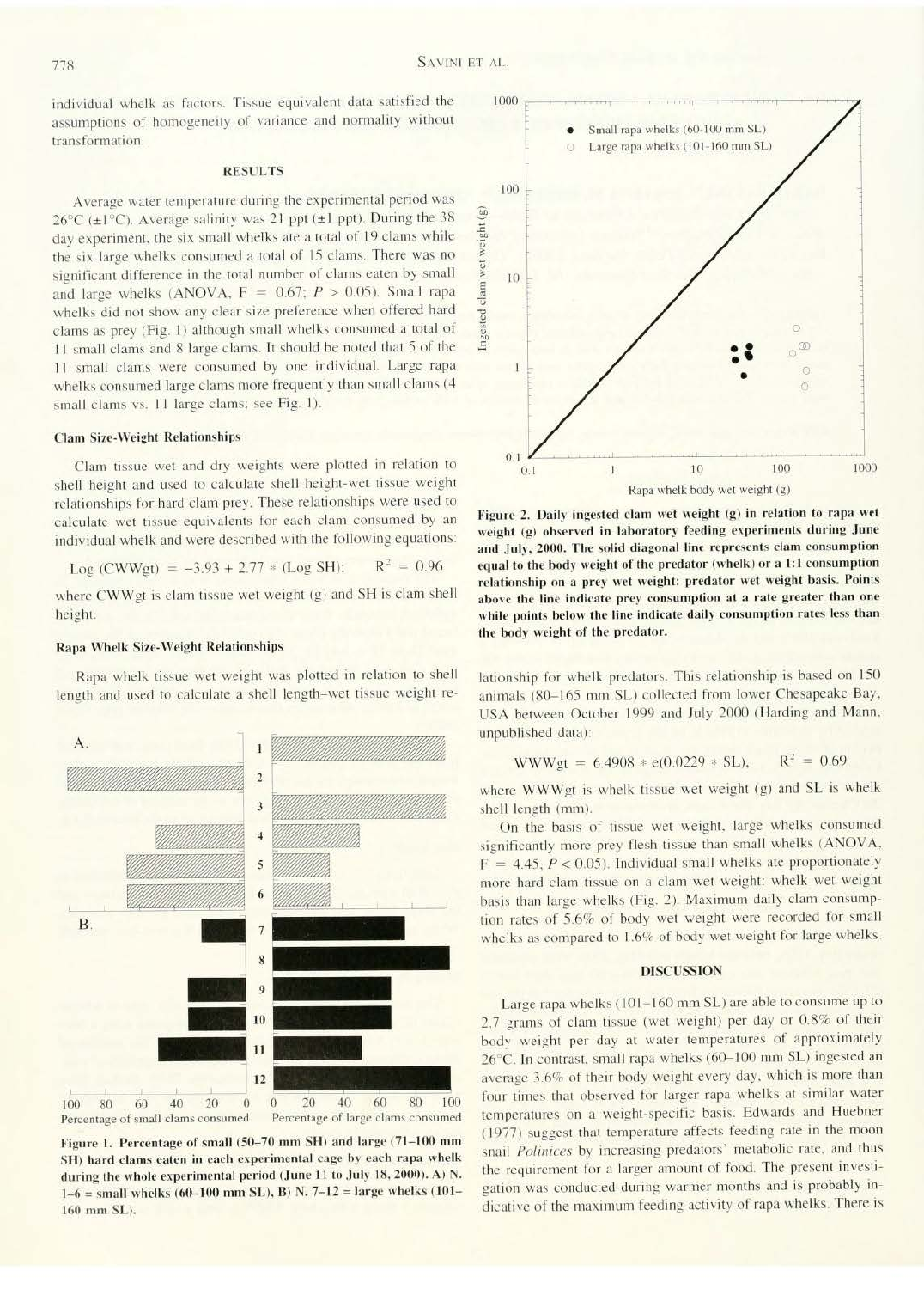individual whelk as factors. Tissue equivalent data satisfied the assumptions of homogeneity of variance and normality without transformation.

## RESULTS

Average water temperature during the experimental period was 26°C (±1°C). Average salinity was 21 ppt (±1 ppt). During the 38 day experiment, the six small whelks ate a total of 19 clams while the six large whelks consumed a total of 15 clams. There was no significant difference in the total number of clams eaten by small and large whelks (ANOVA, $F = 0.67$; $P > 0.05$). Small rapa whelks did not show any clear size preference when offered hard clams as prey (Fig. 1) although small whelks consumed a total of 11 small clams and 8 large clams. It should be noted that 5 of the 11 small clams were consumed by one individual. Large rapa whelks consumed large clams more frequently than small clams (4 small clams vs. 11 large clams; see Fig. 1).

### Clam Size-Weight Relationships

Clam tissue wet and dry weights were plotted in relation to shell height and used to calculate shell height-wet tissue weight relationships for hard clam prey. These relationships were used to calculate wet tissue equivalents for each clam consumed by an individual whelk and were described with the following equations:

$$\text{Log (CWWgt)} = -3.93 + 2.77 * (\text{Log SH}); \quad R^2 = 0.96$$

where CWWgt is clam tissue wet weight (g) and SH is clam shell height.

### Rapa Whelk Size-Weight Relationships

Rapa whelk tissue wet weight was plotted in relation to shell length and used to calculate a shell length–wet tissue weight relationship for whelk predators. This relationship is based on 150 animals (80–165 mm SL) collected from lower Chesapeake Bay, USA between October 1999 and July 2000 (Harding and Mann, unpublished data):

$$\text{WWWgt} = 6.4908 * e(0.0229 * \text{SL}), \quad R^2 = 0.69$$

where WWWgt is whelk tissue wet weight (g) and SL is whelk shell length (mm).

On the basis of tissue wet weight, large whelks consumed significantly more prey flesh tissue than small whelks (ANOVA, $F = 4.45$, $P < 0.05$). Individual small whelks ate proportionately more hard clam tissue on a clam wet weight: whelk wet weight basis than large whelks (Fig. 2). Maximum daily clam consumption rates of 5.6% of body wet weight were recorded for small whelks as compared to 1.6% of body wet weight for large whelks.

**Figure 1. Percentage of small (50–70 mm SH) and large (71–100 mm SH) hard clams eaten in each experimental cage by each rapa whelk during the whole experimental period (June 11 to July 18, 2000). A) N. 1–6 = small whelks (60–100 mm SL), B) N. 7–12 = large whelks (101–160 mm SL).**

**Figure 2. Daily ingested clam wet weight (g) in relation to rapa wet weight (g) observed in laboratory feeding experiments during June and July, 2000. The solid diagonal line represents clam consumption equal to the body weight of the predator (whelk) or a 1:1 consumption relationship on a prey wet weight: predator wet weight basis. Points above the line indicate prey consumption at a rate greater than one while points below the line indicate daily consumption rates less than the body weight of the predator.**

## DISCUSSION

Large rapa whelks (101–160 mm SL) are able to consume up to 2.7 grams of clam tissue (wet weight) per day or 0.8% of their body weight per day at water temperatures of approximately 26°C. In contrast, small rapa whelks (60–100 mm SL) ingested an average 3.6% of their body weight every day, which is more than four times that observed for larger rapa whelks at similar water temperatures on a weight-specific basis. Edwards and Huebner (1977) suggest that temperature affects feeding rate in the moon snail *Polinices* by increasing predators' metabolic rate, and thus the requirement for a larger amount of food. The present investigation was conducted during warmer months and is probably indicative of the maximum feeding activity of rapa whelks. There is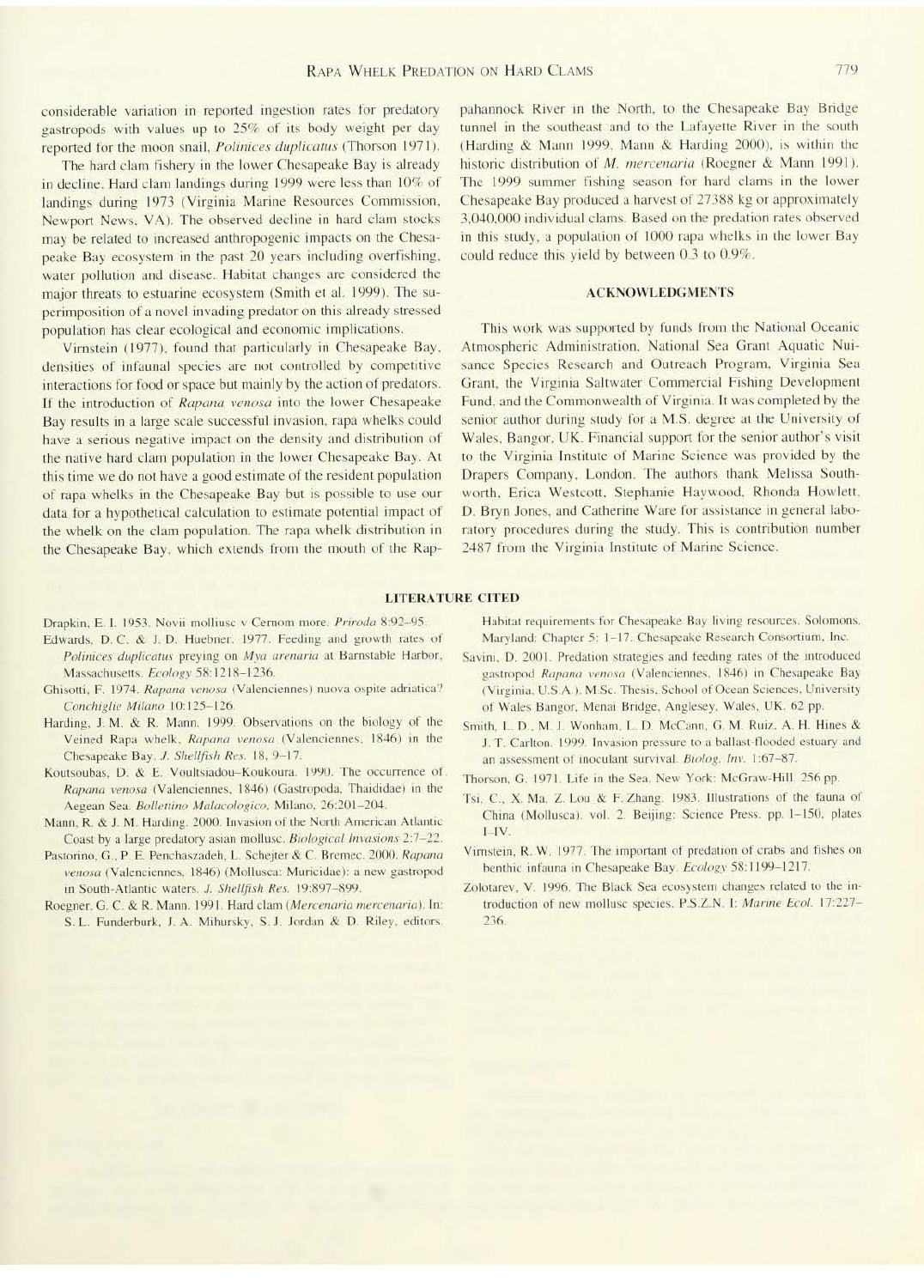considerable variation in reported ingestion rates for predatory gastropods with values up to 25% of its body weight per day reported for the moon snail, *Polinices duplicatus* (Thorson 1971).

The hard clam fishery in the lower Chesapeake Bay is already in decline. Hard clam landings during 1999 were less than 10% of landings during 1973 (Virginia Marine Resources Commission, Newport News, VA). The observed decline in hard clam stocks may be related to increased anthropogenic impacts on the Chesapeake Bay ecosystem in the past 20 years including overfishing, water pollution and disease. Habitat changes are considered the major threats to estuarine ecosystem (Smith et al. 1999). The superimposition of a novel invading predator on this already stressed population has clear ecological and economic implications.

Virnstein (1977), found that particularly in Chesapeake Bay, densities of infaunal species are not controlled by competitive interactions for food or space but mainly by the action of predators. If the introduction of *Rapana venosa* into the lower Chesapeake Bay results in a large scale successful invasion, rapa whelks could have a serious negative impact on the density and distribution of the native hard clam population in the lower Chesapeake Bay. At this time we do not have a good estimate of the resident population of rapa whelks in the Chesapeake Bay but is possible to use our data for a hypothetical calculation to estimate potential impact of the whelk on the clam population. The rapa whelk distribution in the Chesapeake Bay, which extends from the mouth of the Rappahannock River in the North, to the Chesapeake Bay Bridge tunnel in the southeast and to the Lafayette River in the south (Harding & Mann 1999, Mann & Harding 2000), is within the historic distribution of *M. mercenaria* (Roegner & Mann 1991). The 1999 summer fishing season for hard clams in the lower Chesapeake Bay produced a harvest of 27388 kg or approximately 3,040,000 individual clams. Based on the predation rates observed in this study, a population of 1000 rapa whelks in the lower Bay could reduce this yield by between 0.3 to 0.9%.

## ACKNOWLEDGMENTS

This work was supported by funds from the National Oceanic Atmospheric Administration, National Sea Grant Aquatic Nuisance Species Research and Outreach Program, Virginia Sea Grant, the Virginia Saltwater Commercial Fishing Development Fund, and the Commonwealth of Virginia. It was completed by the senior author during study for a M.S. degree at the University of Wales, Bangor, UK. Financial support for the senior author's visit to the Virginia Institute of Marine Science was provided by the Drapers Company, London. The authors thank Melissa Southworth, Erica Westcott, Stephanie Haywood, Rhonda Howlett, D. Bryn Jones, and Catherine Ware for assistance in general laboratory procedures during the study. This is contribution number 2487 from the Virginia Institute of Marine Science.

## LITERATURE CITED

Drapkin, E. I. 1953. Novii molliusc v Cernom more. *Priroda* 8:92–95.

Edwards, D. C. & J. D. Huebner. 1977. Feeding and growth rates of *Polinices duplicatus* preying on *Mya arenaria* at Barnstable Harbor, Massachusetts. *Ecology* 58:1218–1236.

Ghisotti, F. 1974. *Rapana venosa* (Valenciennes) nuova ospite adriatica? *Conchiglie Milano* 10:125–126.

Harding, J. M. & R. Mann. 1999. Observations on the biology of the Veined Rapa whelk, *Rapana venosa* (Valenciennes, 1846) in the Chesapeake Bay. *J. Shellfish Res.* 18, 9–17.

Koutsoubas, D. & E. Voultsiadou-Koukoura. 1990. The occurrence of *Rapana venosa* (Valenciennes, 1846) (Gastropoda, Thaididae) in the Aegean Sea. *Bolletino Malacologico*, Milano, 26:201–204.

Mann, R. & J. M. Harding. 2000. Invasion of the North American Atlantic Coast by a large predatory asian mollusc. *Biological Invasions* 2:7–22.

Pastorino, G., P. E. Penchaszadeh, L. Schejter & C. Bremec. 2000. *Rapana venosa* (Valenciennes, 1846) (Mollusca: Muricidae): a new gastropod in South-Atlantic waters. *J. Shellfish Res.* 19:897–899.

Roegner, G. C. & R. Mann. 1991. Hard clam (*Mercenaria mercenaria*). In: S. L. Funderburk, J. A. Mihursky, S. J. Jordan & D. Riley, editors. Habitat requirements for Chesapeake Bay living resources. Solomons. Maryland: Chapter 5: 1–17. Chesapeake Research Consortium, Inc.

Savini, D. 2001. Predation strategies and feeding rates of the introduced gastropod *Rapana venosa* (Valenciennes, 1846) in Chesapeake Bay (Virginia, U.S.A.). M.Sc. Thesis, School of Ocean Sciences, University of Wales Bangor, Menai Bridge, Anglesey, Wales, UK. 62 pp.

Smith, L. D., M. J. Wonham, L. D. McCann, G. M. Ruiz, A. H. Hines & J. T. Carlton. 1999. Invasion pressure to a ballast-flooded estuary and an assessment of inoculant survival. *Biolog. Inv.* 1:67–87.

Thorson, G. 1971. Life in the Sea. New York: McGraw-Hill. 256 pp.

Tsi, C., X. Ma, Z. Lou & F. Zhang. 1983. Illustrations of the fauna of China (Mollusca). vol. 2. Beijing: Science Press. pp. 1–150, plates I–IV.

Virnstein, R. W. 1977. The important of predation of crabs and fishes on benthic infauna in Chesapeake Bay. *Ecology* 58:1199–1217.

Zolotarev, V. 1996. The Black Sea ecosystem changes related to the introduction of new mollusc species. P.S.Z.N. I: *Marine Ecol.* 17:227–236.